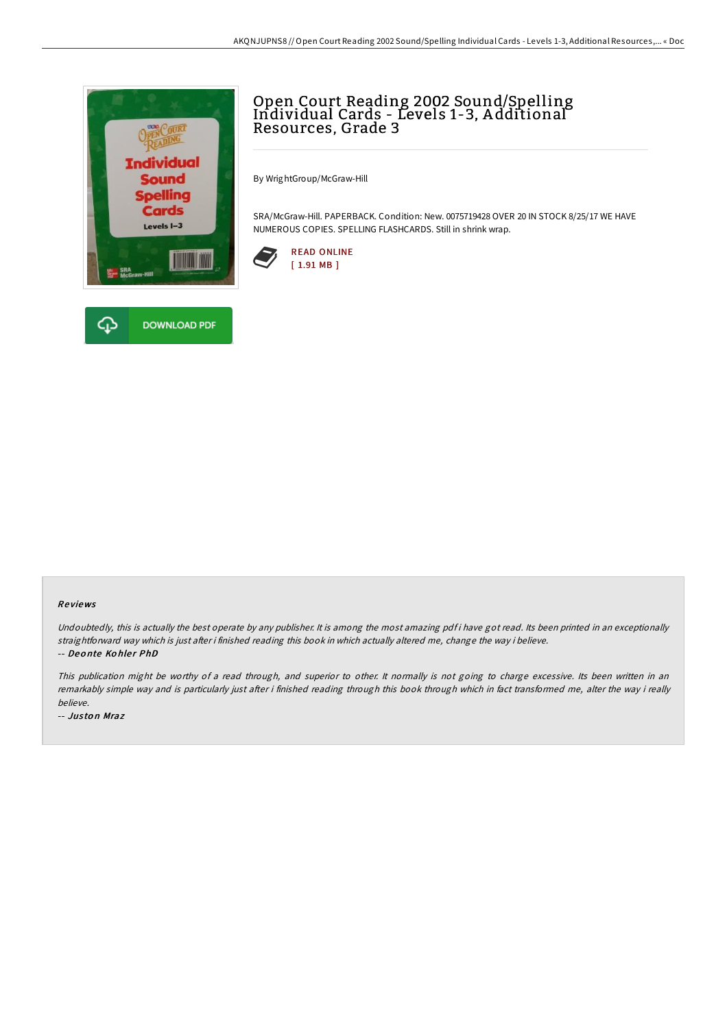# Open Court Reading 2002 Sound/Spelling Individual Cards - Levels 1-3, Additional Resources, Grade 3

By WrightGroup/McGraw-Hill

SRA/McGraw-Hill. PAPERBACK. Condition: New. 0075719428 OVER 20 IN STOCK 8/25/17 WE HAVE NUMEROUS COPIES. SPELLING FLASHCARDS. Still in shrink wrap.

READ ONLINE
[ 1.91 MB ]

DOWNLOAD PDF

### Reviews

*Undoubtedly, this is actually the best operate by any publisher. It is among the most amazing pdf i have got read. Its been printed in an exceptionally straightforward way which is just after i finished reading this book in which actually altered me, change the way i believe.*

-- *Deonte Kohler PhD*

*This publication might be worthy of a read through, and superior to other. It normally is not going to charge excessive. Its been written in an remarkably simple way and is particularly just after i finished reading through this book through which in fact transformed me, alter the way i really believe.*

-- *Juston Mraz*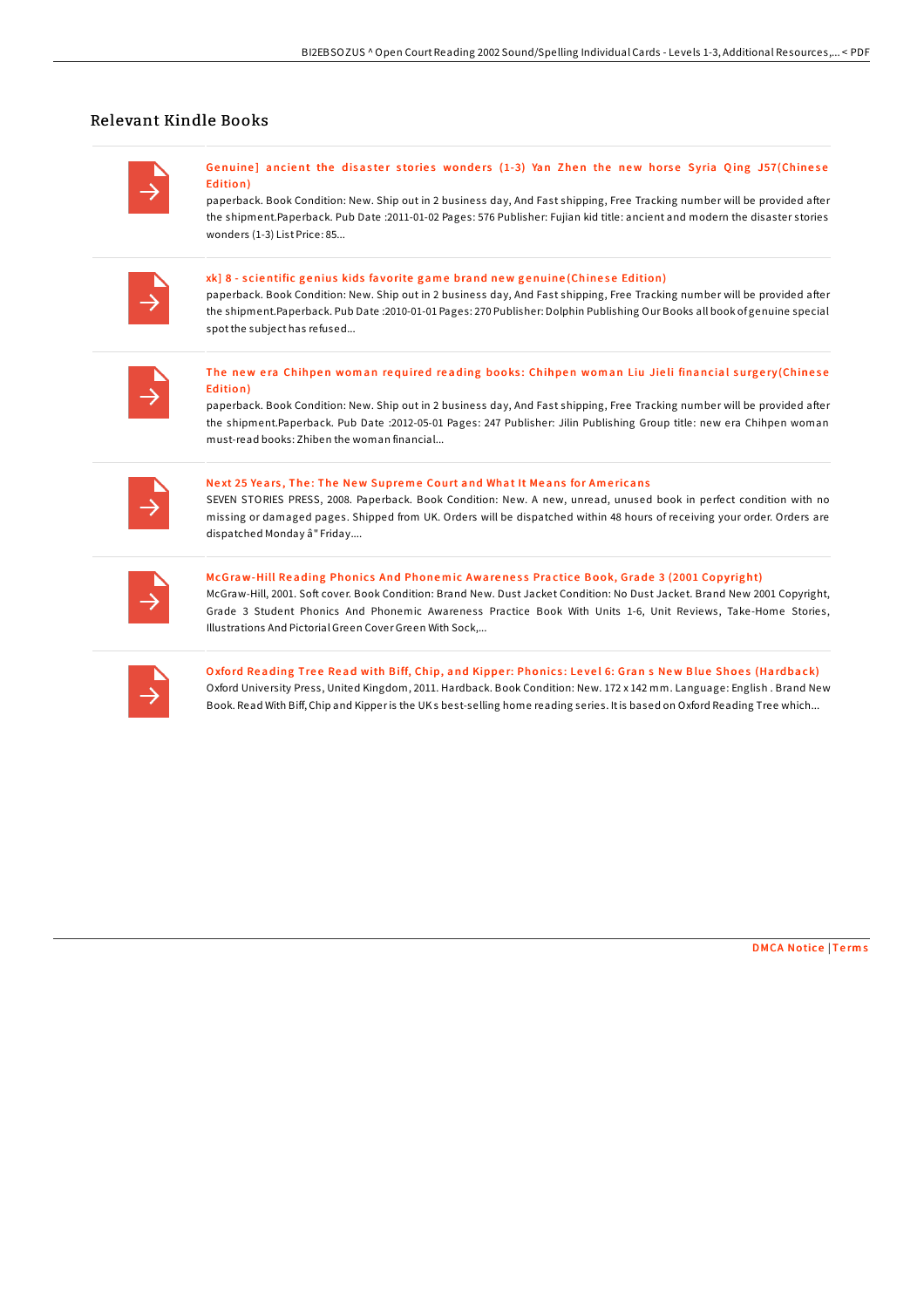## Relevant Kindle Books

**Genuine] ancient the disaster stories wonders (1-3) Yan Zhen the new horse Syria Qing J57(Chinese Edition)**

paperback. Book Condition: New. Ship out in 2 business day, And Fast shipping, Free Tracking number will be provided after the shipment.Paperback. Pub Date :2011-01-02 Pages: 576 Publisher: Fujian kid title: ancient and modern the disaster stories wonders (1-3) List Price: 85...

**xk] 8 - scientific genius kids favorite game brand new genuine(Chinese Edition)**

paperback. Book Condition: New. Ship out in 2 business day, And Fast shipping, Free Tracking number will be provided after the shipment.Paperback. Pub Date :2010-01-01 Pages: 270 Publisher: Dolphin Publishing Our Books all book of genuine special spot the subject has refused...

**The new era Chihpen woman required reading books: Chihpen woman Liu Jieli financial surgery(Chinese Edition)**

paperback. Book Condition: New. Ship out in 2 business day, And Fast shipping, Free Tracking number will be provided after the shipment.Paperback. Pub Date :2012-05-01 Pages: 247 Publisher: Jilin Publishing Group title: new era Chihpen woman must-read books: Zhiben the woman financial...

**Next 25 Years, The: The New Supreme Court and What It Means for Americans**

SEVEN STORIES PRESS, 2008. Paperback. Book Condition: New. A new, unread, unused book in perfect condition with no missing or damaged pages. Shipped from UK. Orders will be dispatched within 48 hours of receiving your order. Orders are dispatched Monday â" Friday....

**McGraw-Hill Reading Phonics And Phonemic Awareness Practice Book, Grade 3 (2001 Copyright)**

McGraw-Hill, 2001. Soft cover. Book Condition: Brand New. Dust Jacket Condition: No Dust Jacket. Brand New 2001 Copyright, Grade 3 Student Phonics And Phonemic Awareness Practice Book With Units 1-6, Unit Reviews, Take-Home Stories, Illustrations And Pictorial Green Cover Green With Sock,...

**Oxford Reading Tree Read with Biff, Chip, and Kipper: Phonics: Level 6: Gran s New Blue Shoes (Hardback)**

Oxford University Press, United Kingdom, 2011. Hardback. Book Condition: New. 172 x 142 mm. Language: English . Brand New Book. Read With Biff, Chip and Kipper is the UK s best-selling home reading series. It is based on Oxford Reading Tree which...

DMCA Notice | Terms